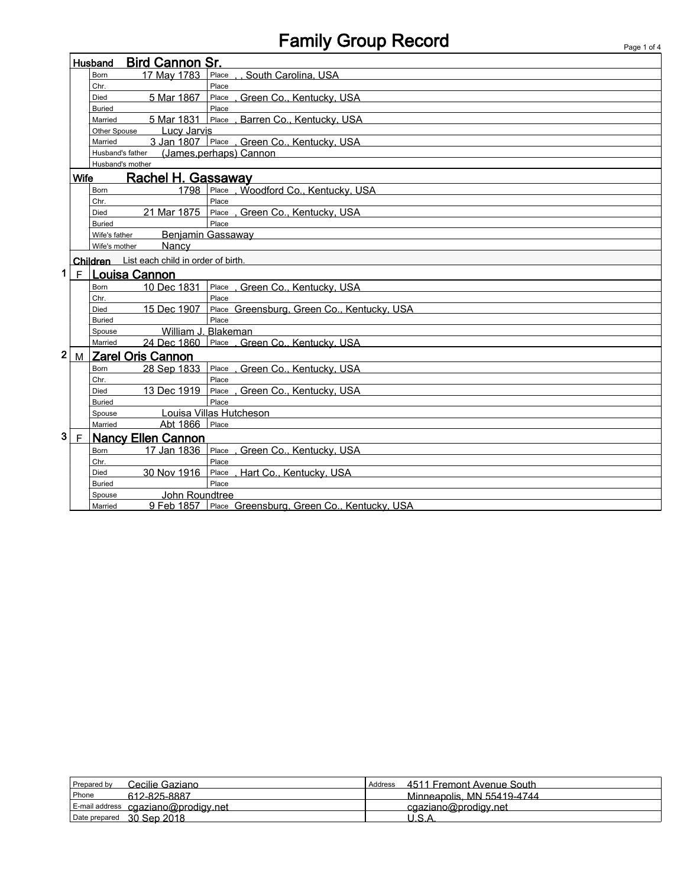# Family Group Record

## Husband: Bird Cannon Sr.

| | | | |
|---|---|---|---|
| Born | 17 May 1783 | Place | , , South Carolina, USA |
| Chr. | | Place | |
| Died | 5 Mar 1867 | Place | , Green Co., Kentucky, USA |
| Buried | | Place | |
| Married | 5 Mar 1831 | Place | , Barren Co., Kentucky, USA |
| Other Spouse | Lucy Jarvis | | |
| Married | 3 Jan 1807 | Place | , Green Co., Kentucky, USA |
| Husband's father | (James,perhaps) Cannon | | |
| Husband's mother | | | |

## Wife: Rachel H. Gassaway

| | | | |
|---|---|---|---|
| Born | 1798 | Place | , Woodford Co., Kentucky, USA |
| Chr. | | Place | |
| Died | 21 Mar 1875 | Place | , Green Co., Kentucky, USA |
| Buried | | Place | |
| Wife's father | Benjamin Gassaway | | |
| Wife's mother | Nancy | | |

## Children

List each child in order of birth.

### 1 F Louisa Cannon

| | | | |
|---|---|---|---|
| Born | 10 Dec 1831 | Place | , Green Co., Kentucky, USA |
| Chr. | | Place | |
| Died | 15 Dec 1907 | Place | Greensburg, Green Co., Kentucky, USA |
| Buried | | Place | |
| Spouse | William J. Blakeman | | |
| Married | 24 Dec 1860 | Place | , Green Co., Kentucky, USA |

### 2 M Zarel Oris Cannon

| | | | |
|---|---|---|---|
| Born | 28 Sep 1833 | Place | , Green Co., Kentucky, USA |
| Chr. | | Place | |
| Died | 13 Dec 1919 | Place | , Green Co., Kentucky, USA |
| Buried | | Place | |
| Spouse | Louisa Villas Hutcheson | | |
| Married | Abt 1866 | Place | |

### 3 F Nancy Ellen Cannon

| | | | |
|---|---|---|---|
| Born | 17 Jan 1836 | Place | , Green Co., Kentucky, USA |
| Chr. | | Place | |
| Died | 30 Nov 1916 | Place | , Hart Co., Kentucky, USA |
| Buried | | Place | |
| Spouse | John Roundtree | | |
| Married | 9 Feb 1857 | Place | Greensburg, Green Co., Kentucky, USA |

| | | | |
|---|---|---|---|
| Prepared by | Cecilie Gaziano | Address | 4511 Fremont Avenue South |
| Phone | 612-825-8887 | | Minneapolis, MN 55419-4744 |
| E-mail address | cgaziano@prodigy.net | | cgaziano@prodigy.net |
| Date prepared | 30 Sep 2018 | | U.S.A. |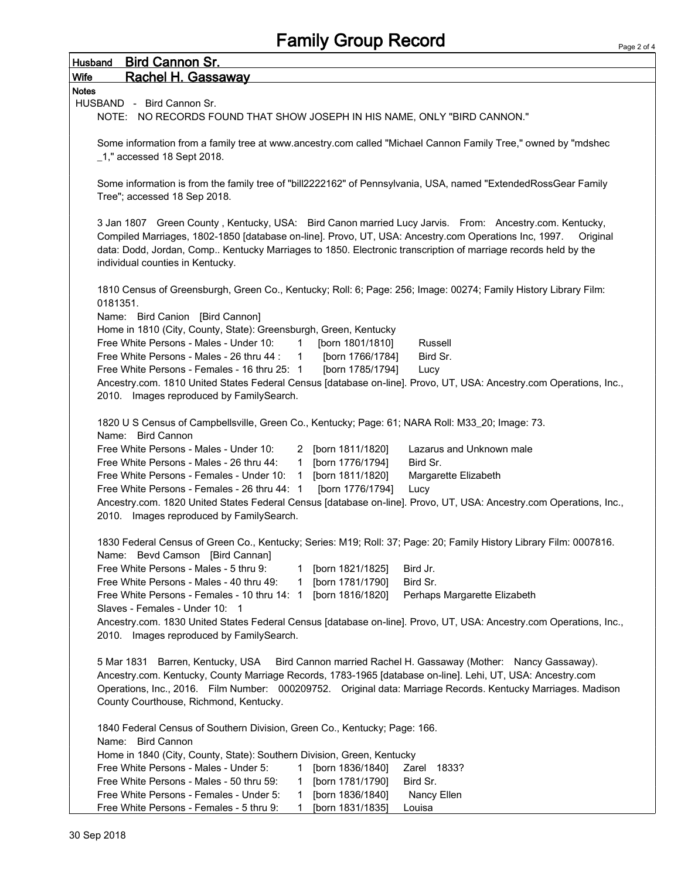# Family Group Record

**Husband** **Bird Cannon Sr.**

**Wife** **Rachel H. Gassaway**

**Notes**

HUSBAND - Bird Cannon Sr.

NOTE: NO RECORDS FOUND THAT SHOW JOSEPH IN HIS NAME, ONLY "BIRD CANNON."

Some information from a family tree at www.ancestry.com called "Michael Cannon Family Tree," owned by "mdshec _1," accessed 18 Sept 2018.

Some information is from the family tree of "bill2222162" of Pennsylvania, USA, named "ExtendedRossGear Family Tree"; accessed 18 Sep 2018.

3 Jan 1807 Green County , Kentucky, USA: Bird Canon married Lucy Jarvis. From: Ancestry.com. Kentucky, Compiled Marriages, 1802-1850 [database on-line]. Provo, UT, USA: Ancestry.com Operations Inc, 1997. Original data: Dodd, Jordan, Comp.. Kentucky Marriages to 1850. Electronic transcription of marriage records held by the individual counties in Kentucky.

1810 Census of Greensburgh, Green Co., Kentucky; Roll: 6; Page: 256; Image: 00274; Family History Library Film: 0181351.
Name: Bird Canion [Bird Cannon]
Home in 1810 (City, County, State): Greensburgh, Green, Kentucky
Free White Persons - Males - Under 10: 1 [born 1801/1810] Russell
Free White Persons - Males - 26 thru 44 : 1 [born 1766/1784] Bird Sr.
Free White Persons - Females - 16 thru 25: 1 [born 1785/1794] Lucy
Ancestry.com. 1810 United States Federal Census [database on-line]. Provo, UT, USA: Ancestry.com Operations, Inc., 2010. Images reproduced by FamilySearch.

1820 U S Census of Campbellsville, Green Co., Kentucky; Page: 61; NARA Roll: M33_20; Image: 73.
Name: Bird Cannon
Free White Persons - Males - Under 10: 2 [born 1811/1820] Lazarus and Unknown male
Free White Persons - Males - 26 thru 44: 1 [born 1776/1794] Bird Sr.
Free White Persons - Females - Under 10: 1 [born 1811/1820] Margarette Elizabeth
Free White Persons - Females - 26 thru 44: 1 [born 1776/1794] Lucy
Ancestry.com. 1820 United States Federal Census [database on-line]. Provo, UT, USA: Ancestry.com Operations, Inc., 2010. Images reproduced by FamilySearch.

1830 Federal Census of Green Co., Kentucky; Series: M19; Roll: 37; Page: 20; Family History Library Film: 0007816.
Name: Bevd Camson [Bird Cannan]
Free White Persons - Males - 5 thru 9: 1 [born 1821/1825] Bird Jr.
Free White Persons - Males - 40 thru 49: 1 [born 1781/1790] Bird Sr.
Free White Persons - Females - 10 thru 14: 1 [born 1816/1820] Perhaps Margarette Elizabeth
Slaves - Females - Under 10: 1
Ancestry.com. 1830 United States Federal Census [database on-line]. Provo, UT, USA: Ancestry.com Operations, Inc., 2010. Images reproduced by FamilySearch.

5 Mar 1831 Barren, Kentucky, USA Bird Cannon married Rachel H. Gassaway (Mother: Nancy Gassaway). Ancestry.com. Kentucky, County Marriage Records, 1783-1965 [database on-line]. Lehi, UT, USA: Ancestry.com Operations, Inc., 2016. Film Number: 000209752. Original data: Marriage Records. Kentucky Marriages. Madison County Courthouse, Richmond, Kentucky.

1840 Federal Census of Southern Division, Green Co., Kentucky; Page: 166.
Name: Bird Cannon
Home in 1840 (City, County, State): Southern Division, Green, Kentucky
Free White Persons - Males - Under 5: 1 [born 1836/1840] Zarel 1833?
Free White Persons - Males - 50 thru 59: 1 [born 1781/1790] Bird Sr.
Free White Persons - Females - Under 5: 1 [born 1836/1840] Nancy Ellen
Free White Persons - Females - 5 thru 9: 1 [born 1831/1835] Louisa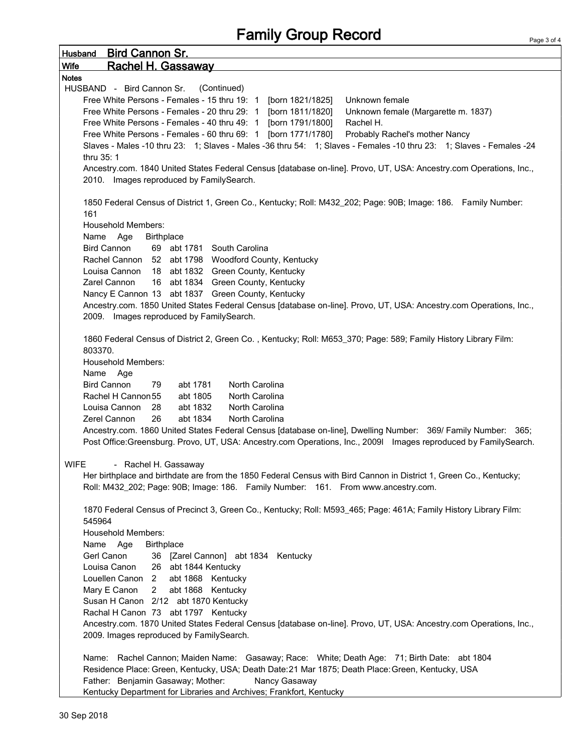# Family Group Record

**Husband** **Bird Cannon Sr.**

**Wife** **Rachel H. Gassaway**

**Notes**

HUSBAND - Bird Cannon Sr. (Continued)

Free White Persons - Females - 15 thru 19: 1 [born 1821/1825] Unknown female

Free White Persons - Females - 20 thru 29: 1 [born 1811/1820] Unknown female (Margarette m. 1837)

Free White Persons - Females - 40 thru 49: 1 [born 1791/1800] Rachel H.

Free White Persons - Females - 60 thru 69: 1 [born 1771/1780] Probably Rachel's mother Nancy

Slaves - Males -10 thru 23: 1; Slaves - Males -36 thru 54: 1; Slaves - Females -10 thru 23: 1; Slaves - Females -24 thru 35: 1

Ancestry.com. 1840 United States Federal Census [database on-line]. Provo, UT, USA: Ancestry.com Operations, Inc., 2010. Images reproduced by FamilySearch.

1850 Federal Census of District 1, Green Co., Kentucky; Roll: M432_202; Page: 90B; Image: 186. Family Number: 161

Household Members:

| Name | Age | | Birthplace |
|---|---|---|---|
| Bird Cannon | 69 | abt 1781 | South Carolina |
| Rachel Cannon | 52 | abt 1798 | Woodford County, Kentucky |
| Louisa Cannon | 18 | abt 1832 | Green County, Kentucky |
| Zarel Cannon | 16 | abt 1834 | Green County, Kentucky |
| Nancy E Cannon | 13 | abt 1837 | Green County, Kentucky |

Ancestry.com. 1850 United States Federal Census [database on-line]. Provo, UT, USA: Ancestry.com Operations, Inc., 2009. Images reproduced by FamilySearch.

1860 Federal Census of District 2, Green Co. , Kentucky; Roll: M653_370; Page: 589; Family History Library Film: 803370.

Household Members:

| Name | Age | | |
|---|---|---|---|
| Bird Cannon | 79 | abt 1781 | North Carolina |
| Rachel H Cannon | 55 | abt 1805 | North Carolina |
| Louisa Cannon | 28 | abt 1832 | North Carolina |
| Zerel Cannon | 26 | abt 1834 | North Carolina |

Ancestry.com. 1860 United States Federal Census [database on-line], Dwelling Number: 369/ Family Number: 365; Post Office:Greensburg. Provo, UT, USA: Ancestry.com Operations, Inc., 2009l Images reproduced by FamilySearch.

WIFE - Rachel H. Gassaway

Her birthplace and birthdate are from the 1850 Federal Census with Bird Cannon in District 1, Green Co., Kentucky; Roll: M432_202; Page: 90B; Image: 186. Family Number: 161. From www.ancestry.com.

1870 Federal Census of Precinct 3, Green Co., Kentucky; Roll: M593_465; Page: 461A; Family History Library Film: 545964

Household Members:

| Name | Age | | Birthplace |
|---|---|---|---|
| Gerl Canon | 36 | [Zarel Cannon] abt 1834 | Kentucky |
| Louisa Canon | 26 | abt 1844 | Kentucky |
| Louellen Canon | 2 | abt 1868 | Kentucky |
| Mary E Canon | 2 | abt 1868 | Kentucky |
| Susan H Canon | 2/12 | abt 1870 | Kentucky |
| Rachal H Canon | 73 | abt 1797 | Kentucky |

Ancestry.com. 1870 United States Federal Census [database on-line]. Provo, UT, USA: Ancestry.com Operations, Inc., 2009. Images reproduced by FamilySearch.

Name: Rachel Cannon; Maiden Name: Gasaway; Race: White; Death Age: 71; Birth Date: abt 1804
Residence Place: Green, Kentucky, USA; Death Date: 21 Mar 1875; Death Place: Green, Kentucky, USA
Father: Benjamin Gasaway; Mother: Nancy Gasaway
Kentucky Department for Libraries and Archives; Frankfort, Kentucky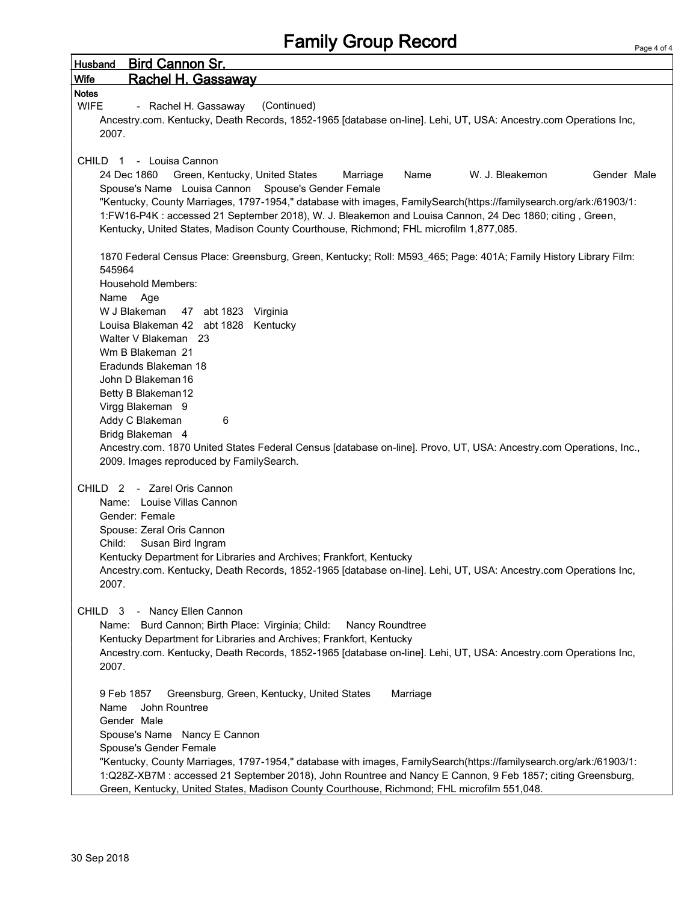# Family Group Record

**Husband** **Bird Cannon Sr.**

**Wife** **Rachel H. Gassaway**

**Notes**

WIFE - Rachel H. Gassaway (Continued)

Ancestry.com. Kentucky, Death Records, 1852-1965 [database on-line]. Lehi, UT, USA: Ancestry.com Operations Inc, 2007.

CHILD 1 - Louisa Cannon

24 Dec 1860 Green, Kentucky, United States Marriage Name W. J. Bleakemon Gender Male
Spouse's Name Louisa Cannon Spouse's Gender Female
"Kentucky, County Marriages, 1797-1954," database with images, FamilySearch(https://familysearch.org/ark:/61903/1:1:FW16-P4K : accessed 21 September 2018), W. J. Bleakemon and Louisa Cannon, 24 Dec 1860; citing , Green, Kentucky, United States, Madison County Courthouse, Richmond; FHL microfilm 1,877,085.

1870 Federal Census Place: Greensburg, Green, Kentucky; Roll: M593_465; Page: 401A; Family History Library Film: 545964
Household Members:
Name Age
W J Blakeman 47 abt 1823 Virginia
Louisa Blakeman 42 abt 1828 Kentucky
Walter V Blakeman 23
Wm B Blakeman 21
Eradunds Blakeman 18
John D Blakeman 16
Betty B Blakeman 12
Virgg Blakeman 9
Addy C Blakeman 6
Bridg Blakeman 4
Ancestry.com. 1870 United States Federal Census [database on-line]. Provo, UT, USA: Ancestry.com Operations, Inc., 2009. Images reproduced by FamilySearch.

CHILD 2 - Zarel Oris Cannon

Name: Louise Villas Cannon
Gender: Female
Spouse: Zeral Oris Cannon
Child: Susan Bird Ingram
Kentucky Department for Libraries and Archives; Frankfort, Kentucky
Ancestry.com. Kentucky, Death Records, 1852-1965 [database on-line]. Lehi, UT, USA: Ancestry.com Operations Inc, 2007.

CHILD 3 - Nancy Ellen Cannon

Name: Burd Cannon; Birth Place: Virginia; Child: Nancy Roundtree
Kentucky Department for Libraries and Archives; Frankfort, Kentucky
Ancestry.com. Kentucky, Death Records, 1852-1965 [database on-line]. Lehi, UT, USA: Ancestry.com Operations Inc, 2007.

9 Feb 1857 Greensburg, Green, Kentucky, United States Marriage
Name John Rountree
Gender Male
Spouse's Name Nancy E Cannon
Spouse's Gender Female
"Kentucky, County Marriages, 1797-1954," database with images, FamilySearch(https://familysearch.org/ark:/61903/1:1:Q28Z-XB7M : accessed 21 September 2018), John Rountree and Nancy E Cannon, 9 Feb 1857; citing Greensburg, Green, Kentucky, United States, Madison County Courthouse, Richmond; FHL microfilm 551,048.

30 Sep 2018